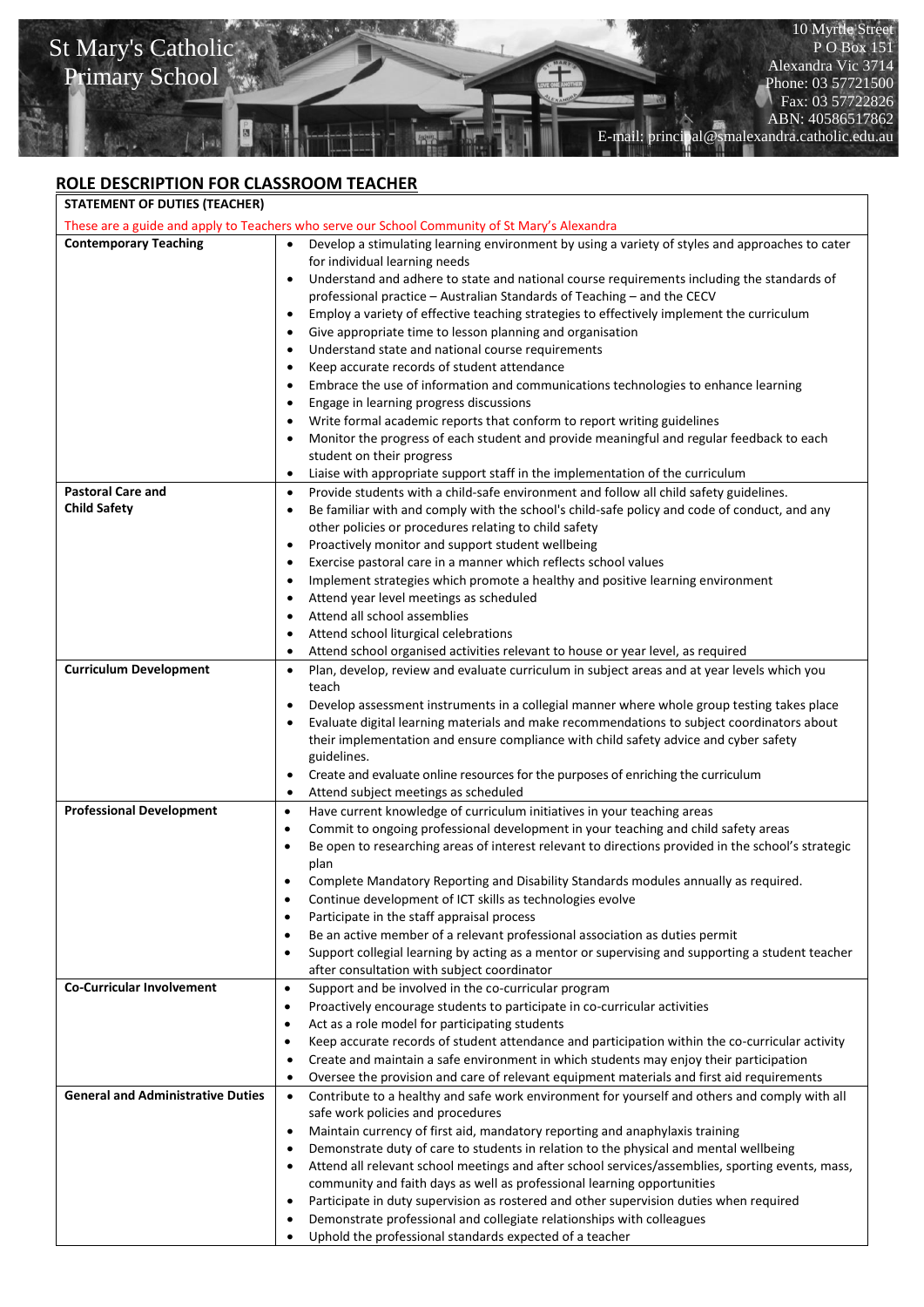St Mary's Catholic Primary School

10 Myrtle Street
P O Box 151
Alexandra Vic 3714
Phone: 03 57721500
Fax: 03 57722826
ABN: 40586517862
E-mail: principal@smalexandra.catholic.edu.au

## ROLE DESCRIPTION FOR CLASSROOM TEACHER

| STATEMENT OF DUTIES (TEACHER) | |
|---|---|
| These are a guide and apply to Teachers who serve our School Community of St Mary's Alexandra | |
| **Contemporary Teaching** | • Develop a stimulating learning environment by using a variety of styles and approaches to cater for individual learning needs<br>• Understand and adhere to state and national course requirements including the standards of professional practice – Australian Standards of Teaching – and the CECV<br>• Employ a variety of effective teaching strategies to effectively implement the curriculum<br>• Give appropriate time to lesson planning and organisation<br>• Understand state and national course requirements<br>• Keep accurate records of student attendance<br>• Embrace the use of information and communications technologies to enhance learning<br>• Engage in learning progress discussions<br>• Write formal academic reports that conform to report writing guidelines<br>• Monitor the progress of each student and provide meaningful and regular feedback to each student on their progress<br>• Liaise with appropriate support staff in the implementation of the curriculum |
| **Pastoral Care and Child Safety** | • Provide students with a child-safe environment and follow all child safety guidelines.<br>• Be familiar with and comply with the school's child-safe policy and code of conduct, and any other policies or procedures relating to child safety<br>• Proactively monitor and support student wellbeing<br>• Exercise pastoral care in a manner which reflects school values<br>• Implement strategies which promote a healthy and positive learning environment<br>• Attend year level meetings as scheduled<br>• Attend all school assemblies<br>• Attend school liturgical celebrations<br>• Attend school organised activities relevant to house or year level, as required |
| **Curriculum Development** | • Plan, develop, review and evaluate curriculum in subject areas and at year levels which you teach<br>• Develop assessment instruments in a collegial manner where whole group testing takes place<br>• Evaluate digital learning materials and make recommendations to subject coordinators about their implementation and ensure compliance with child safety advice and cyber safety guidelines.<br>• Create and evaluate online resources for the purposes of enriching the curriculum<br>• Attend subject meetings as scheduled |
| **Professional Development** | • Have current knowledge of curriculum initiatives in your teaching areas<br>• Commit to ongoing professional development in your teaching and child safety areas<br>• Be open to researching areas of interest relevant to directions provided in the school's strategic plan<br>• Complete Mandatory Reporting and Disability Standards modules annually as required.<br>• Continue development of ICT skills as technologies evolve<br>• Participate in the staff appraisal process<br>• Be an active member of a relevant professional association as duties permit<br>• Support collegial learning by acting as a mentor or supervising and supporting a student teacher after consultation with subject coordinator |
| **Co-Curricular Involvement** | • Support and be involved in the co-curricular program<br>• Proactively encourage students to participate in co-curricular activities<br>• Act as a role model for participating students<br>• Keep accurate records of student attendance and participation within the co-curricular activity<br>• Create and maintain a safe environment in which students may enjoy their participation<br>• Oversee the provision and care of relevant equipment materials and first aid requirements |
| **General and Administrative Duties** | • Contribute to a healthy and safe work environment for yourself and others and comply with all safe work policies and procedures<br>• Maintain currency of first aid, mandatory reporting and anaphylaxis training<br>• Demonstrate duty of care to students in relation to the physical and mental wellbeing<br>• Attend all relevant school meetings and after school services/assemblies, sporting events, mass, community and faith days as well as professional learning opportunities<br>• Participate in duty supervision as rostered and other supervision duties when required<br>• Demonstrate professional and collegiate relationships with colleagues<br>• Uphold the professional standards expected of a teacher |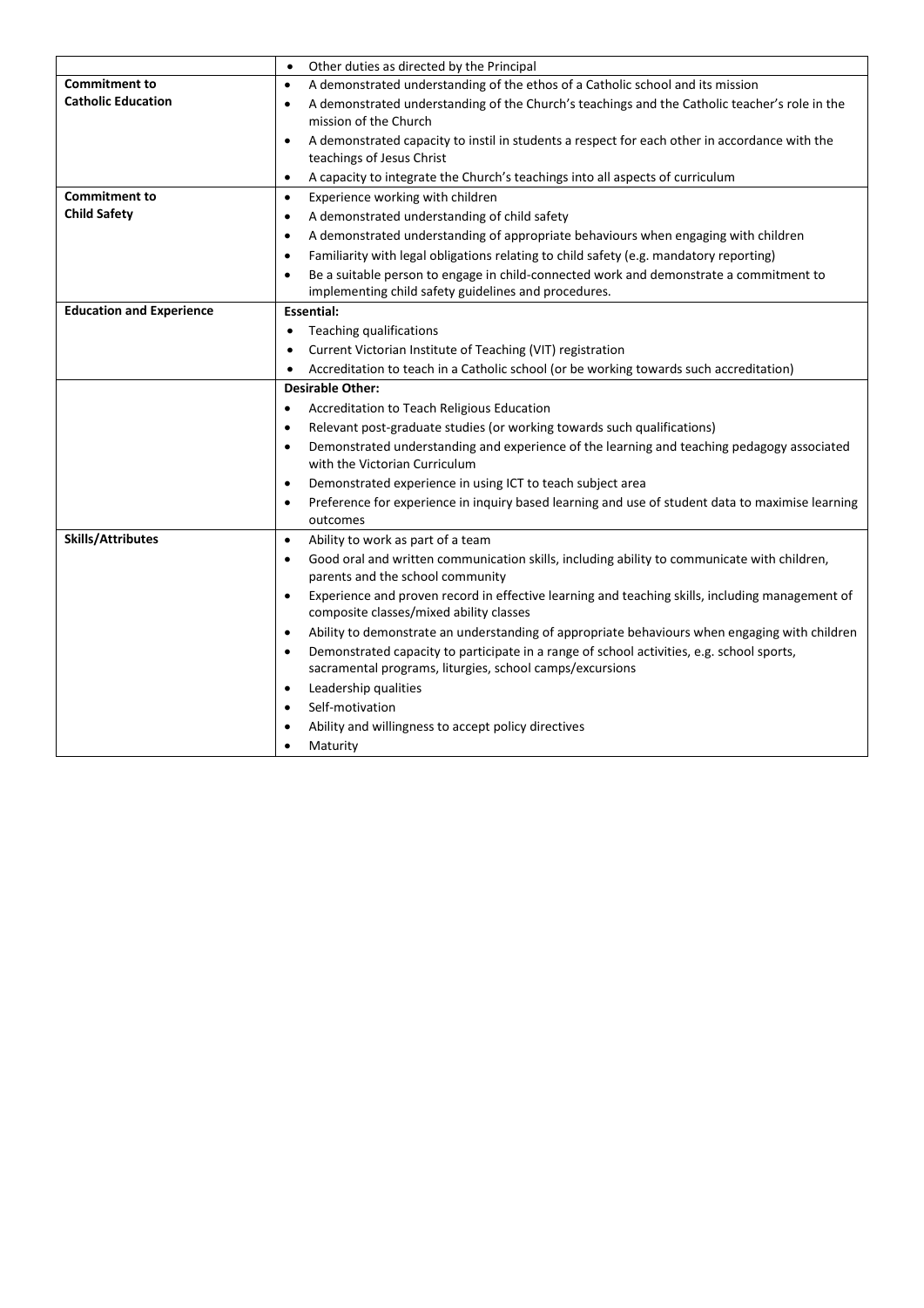| | |
|---|---|
| | • Other duties as directed by the Principal |
| **Commitment to Catholic Education** | • A demonstrated understanding of the ethos of a Catholic school and its mission<br>• A demonstrated understanding of the Church's teachings and the Catholic teacher's role in the mission of the Church<br>• A demonstrated capacity to instil in students a respect for each other in accordance with the teachings of Jesus Christ<br>• A capacity to integrate the Church's teachings into all aspects of curriculum |
| **Commitment to Child Safety** | • Experience working with children<br>• A demonstrated understanding of child safety<br>• A demonstrated understanding of appropriate behaviours when engaging with children<br>• Familiarity with legal obligations relating to child safety (e.g. mandatory reporting)<br>• Be a suitable person to engage in child-connected work and demonstrate a commitment to implementing child safety guidelines and procedures. |
| **Education and Experience** | **Essential:**<br>• Teaching qualifications<br>• Current Victorian Institute of Teaching (VIT) registration<br>• Accreditation to teach in a Catholic school (or be working towards such accreditation) |
| | **Desirable Other:**<br>• Accreditation to Teach Religious Education<br>• Relevant post-graduate studies (or working towards such qualifications)<br>• Demonstrated understanding and experience of the learning and teaching pedagogy associated with the Victorian Curriculum<br>• Demonstrated experience in using ICT to teach subject area<br>• Preference for experience in inquiry based learning and use of student data to maximise learning outcomes |
| **Skills/Attributes** | • Ability to work as part of a team<br>• Good oral and written communication skills, including ability to communicate with children, parents and the school community<br>• Experience and proven record in effective learning and teaching skills, including management of composite classes/mixed ability classes<br>• Ability to demonstrate an understanding of appropriate behaviours when engaging with children<br>• Demonstrated capacity to participate in a range of school activities, e.g. school sports, sacramental programs, liturgies, school camps/excursions<br>• Leadership qualities<br>• Self-motivation<br>• Ability and willingness to accept policy directives<br>• Maturity |